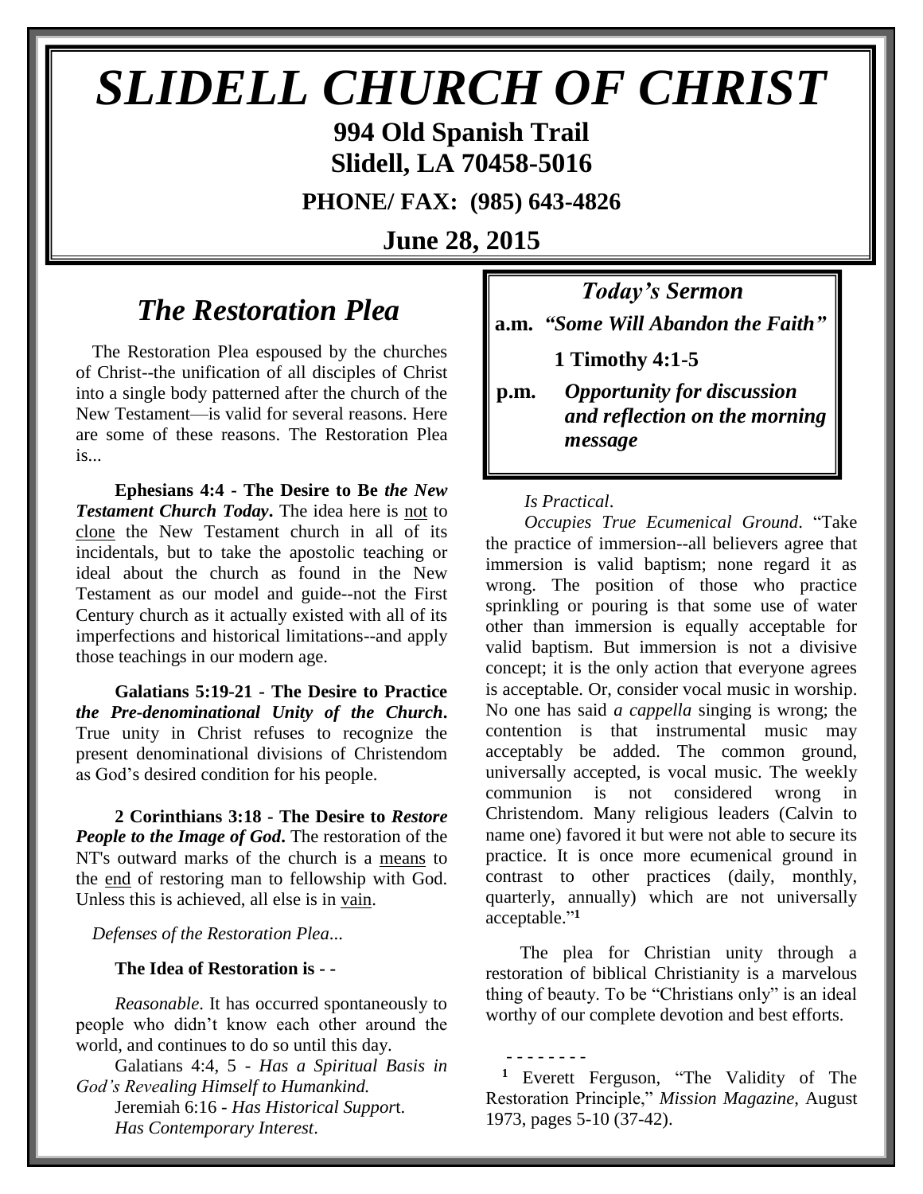# SLIDELL CHURCH OF CHRIST

**994 Old Spanish Trail**
**Slidell, LA 70458-5016**

**PHONE/ FAX: (985) 643-4826**

**June 28, 2015**

## *The Restoration Plea*

The Restoration Plea espoused by the churches of Christ--the unification of all disciples of Christ into a single body patterned after the church of the New Testament—is valid for several reasons. Here are some of these reasons. The Restoration Plea is...

**Ephesians 4:4 - The Desire to Be *the New Testament Church Today*.** The idea here is not to clone the New Testament church in all of its incidentals, but to take the apostolic teaching or ideal about the church as found in the New Testament as our model and guide--not the First Century church as it actually existed with all of its imperfections and historical limitations--and apply those teachings in our modern age.

**Galatians 5:19-21 - The Desire to Practice *the Pre-denominational Unity of the Church*.** True unity in Christ refuses to recognize the present denominational divisions of Christendom as God's desired condition for his people.

**2 Corinthians 3:18 - The Desire to *Restore People to the Image of God*.** The restoration of the NT's outward marks of the church is a means to the end of restoring man to fellowship with God. Unless this is achieved, all else is in vain.

*Defenses of the Restoration Plea...*

**The Idea of Restoration is - -**

*Reasonable*. It has occurred spontaneously to people who didn't know each other around the world, and continues to do so until this day.

Galatians 4:4, 5 - *Has a Spiritual Basis in God's Revealing Himself to Humankind.*

Jeremiah 6:16 - *Has Historical Support.*

*Has Contemporary Interest*.

*Is Practical*.

*Occupies True Ecumenical Ground*. "Take the practice of immersion--all believers agree that immersion is valid baptism; none regard it as wrong. The position of those who practice sprinkling or pouring is that some use of water other than immersion is equally acceptable for valid baptism. But immersion is not a divisive concept; it is the only action that everyone agrees is acceptable. Or, consider vocal music in worship. No one has said *a cappella* singing is wrong; the contention is that instrumental music may acceptably be added. The common ground, universally accepted, is vocal music. The weekly communion is not considered wrong in Christendom. Many religious leaders (Calvin to name one) favored it but were not able to secure its practice. It is once more ecumenical ground in contrast to other practices (daily, monthly, quarterly, annually) which are not universally acceptable."[1]

The plea for Christian unity through a restoration of biblical Christianity is a marvelous thing of beauty. To be "Christians only" is an ideal worthy of our complete devotion and best efforts.

- - - - - - - -

[1] Everett Ferguson, "The Validity of The Restoration Principle," *Mission Magazine*, August 1973, pages 5-10 (37-42).

### *Today's Sermon*

**a.m.** ***"Some Will Abandon the Faith"***

**1 Timothy 4:1-5**

**p.m.** ***Opportunity for discussion and reflection on the morning message***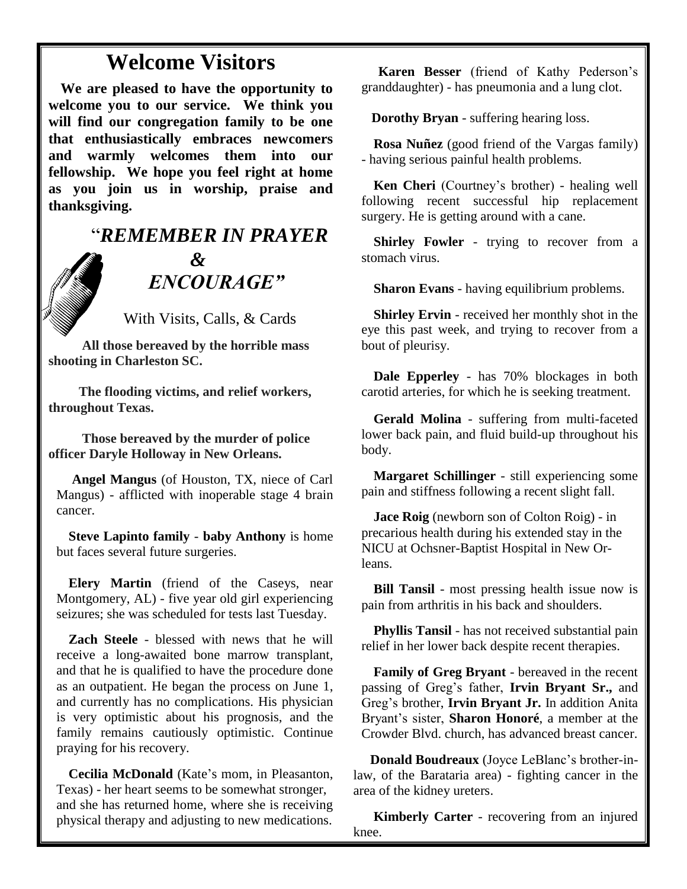# Welcome Visitors

**We are pleased to have the opportunity to welcome you to our service. We think you will find our congregation family to be one that enthusiastically embraces newcomers and warmly welcomes them into our fellowship. We hope you feel right at home as you join us in worship, praise and thanksgiving.**

## "*REMEMBER IN PRAYER & ENCOURAGE"*

With Visits, Calls, & Cards

**All those bereaved by the horrible mass shooting in Charleston SC.**

**The flooding victims, and relief workers, throughout Texas.**

**Those bereaved by the murder of police officer Daryle Holloway in New Orleans.**

**Angel Mangus** (of Houston, TX, niece of Carl Mangus) - afflicted with inoperable stage 4 brain cancer.

**Steve Lapinto family** - **baby Anthony** is home but faces several future surgeries.

**Elery Martin** (friend of the Caseys, near Montgomery, AL) - five year old girl experiencing seizures; she was scheduled for tests last Tuesday.

**Zach Steele** - blessed with news that he will receive a long-awaited bone marrow transplant, and that he is qualified to have the procedure done as an outpatient. He began the process on June 1, and currently has no complications. His physician is very optimistic about his prognosis, and the family remains cautiously optimistic. Continue praying for his recovery.

**Cecilia McDonald** (Kate's mom, in Pleasanton, Texas) - her heart seems to be somewhat stronger, and she has returned home, where she is receiving physical therapy and adjusting to new medications.

**Karen Besser** (friend of Kathy Pederson's granddaughter) - has pneumonia and a lung clot.

**Dorothy Bryan** - suffering hearing loss.

**Rosa Nuñez** (good friend of the Vargas family) - having serious painful health problems.

**Ken Cheri** (Courtney's brother) - healing well following recent successful hip replacement surgery. He is getting around with a cane.

**Shirley Fowler** - trying to recover from a stomach virus.

**Sharon Evans** - having equilibrium problems.

**Shirley Ervin** - received her monthly shot in the eye this past week, and trying to recover from a bout of pleurisy.

**Dale Epperley** - has 70% blockages in both carotid arteries, for which he is seeking treatment.

**Gerald Molina** - suffering from multi-faceted lower back pain, and fluid build-up throughout his body.

**Margaret Schillinger** - still experiencing some pain and stiffness following a recent slight fall.

**Jace Roig** (newborn son of Colton Roig) - in precarious health during his extended stay in the NICU at Ochsner-Baptist Hospital in New Orleans.

**Bill Tansil** - most pressing health issue now is pain from arthritis in his back and shoulders.

**Phyllis Tansil** - has not received substantial pain relief in her lower back despite recent therapies.

**Family of Greg Bryant** - bereaved in the recent passing of Greg's father, **Irvin Bryant Sr.,** and Greg's brother, **Irvin Bryant Jr.** In addition Anita Bryant's sister, **Sharon Honoré**, a member at the Crowder Blvd. church, has advanced breast cancer.

**Donald Boudreaux** (Joyce LeBlanc's brother-in-law, of the Barataria area) - fighting cancer in the area of the kidney ureters.

**Kimberly Carter** - recovering from an injured knee.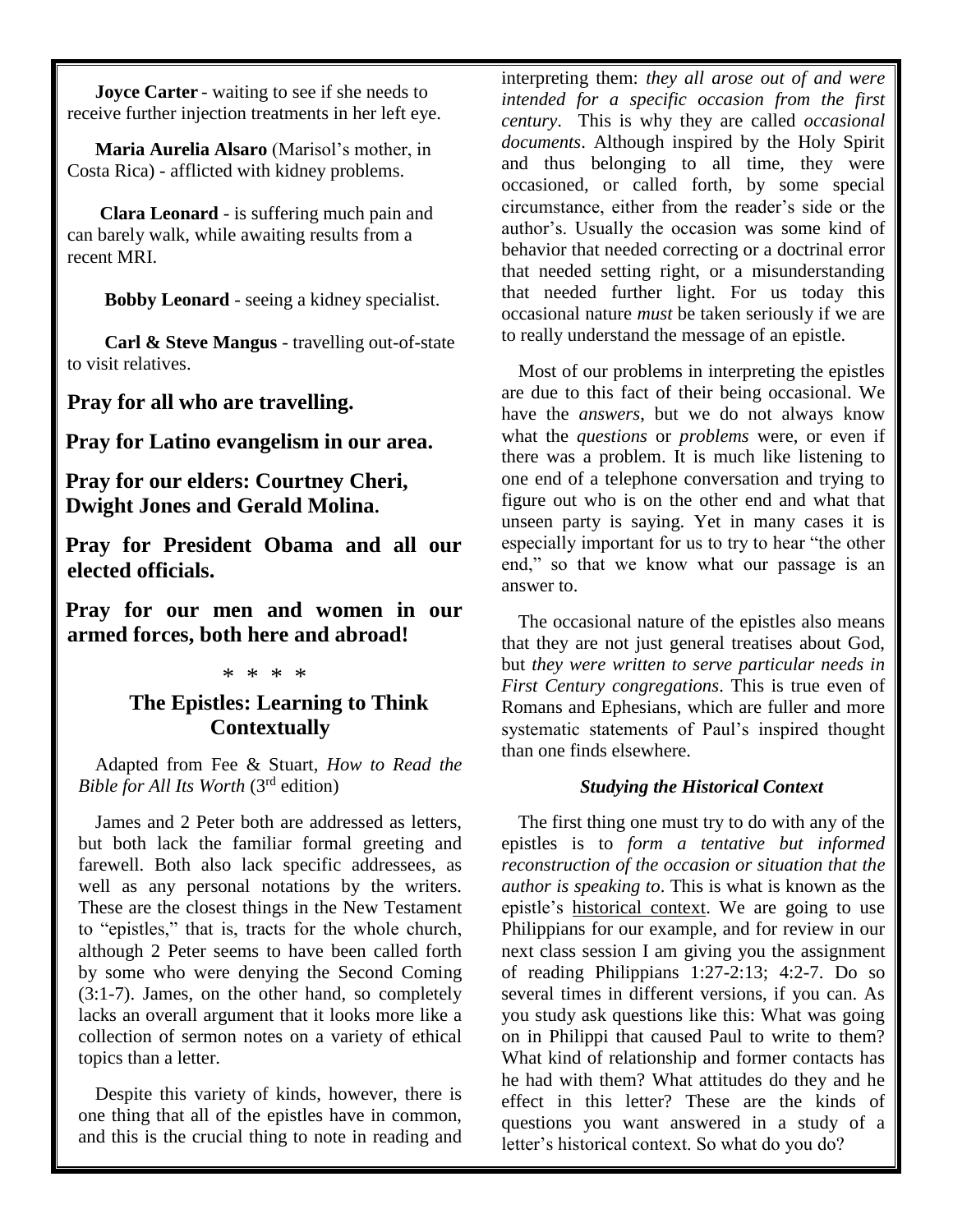**Joyce Carter** - waiting to see if she needs to receive further injection treatments in her left eye.

**Maria Aurelia Alsaro** (Marisol's mother, in Costa Rica) - afflicted with kidney problems.

**Clara Leonard** - is suffering much pain and can barely walk, while awaiting results from a recent MRI.

**Bobby Leonard** - seeing a kidney specialist.

**Carl & Steve Mangus** - travelling out-of-state to visit relatives.

**Pray for all who are travelling.**

**Pray for Latino evangelism in our area.**

**Pray for our elders: Courtney Cheri, Dwight Jones and Gerald Molina.**

**Pray for President Obama and all our elected officials.**

**Pray for our men and women in our armed forces, both here and abroad!**

\* \* \* \*

## The Epistles: Learning to Think Contextually

Adapted from Fee & Stuart, *How to Read the Bible for All Its Worth* (3rd edition)

James and 2 Peter both are addressed as letters, but both lack the familiar formal greeting and farewell. Both also lack specific addressees, as well as any personal notations by the writers. These are the closest things in the New Testament to "epistles," that is, tracts for the whole church, although 2 Peter seems to have been called forth by some who were denying the Second Coming (3:1-7). James, on the other hand, so completely lacks an overall argument that it looks more like a collection of sermon notes on a variety of ethical topics than a letter.

Despite this variety of kinds, however, there is one thing that all of the epistles have in common, and this is the crucial thing to note in reading and interpreting them: *they all arose out of and were intended for a specific occasion from the first century*. This is why they are called *occasional documents*. Although inspired by the Holy Spirit and thus belonging to all time, they were occasioned, or called forth, by some special circumstance, either from the reader's side or the author's. Usually the occasion was some kind of behavior that needed correcting or a doctrinal error that needed setting right, or a misunderstanding that needed further light. For us today this occasional nature *must* be taken seriously if we are to really understand the message of an epistle.

Most of our problems in interpreting the epistles are due to this fact of their being occasional. We have the *answers*, but we do not always know what the *questions* or *problems* were, or even if there was a problem. It is much like listening to one end of a telephone conversation and trying to figure out who is on the other end and what that unseen party is saying. Yet in many cases it is especially important for us to try to hear "the other end," so that we know what our passage is an answer to.

The occasional nature of the epistles also means that they are not just general treatises about God, but *they were written to serve particular needs in First Century congregations*. This is true even of Romans and Ephesians, which are fuller and more systematic statements of Paul's inspired thought than one finds elsewhere.

### *Studying the Historical Context*

The first thing one must try to do with any of the epistles is to *form a tentative but informed reconstruction of the occasion or situation that the author is speaking to*. This is what is known as the epistle's historical context. We are going to use Philippians for our example, and for review in our next class session I am giving you the assignment of reading Philippians 1:27-2:13; 4:2-7. Do so several times in different versions, if you can. As you study ask questions like this: What was going on in Philippi that caused Paul to write to them? What kind of relationship and former contacts has he had with them? What attitudes do they and he effect in this letter? These are the kinds of questions you want answered in a study of a letter's historical context. So what do you do?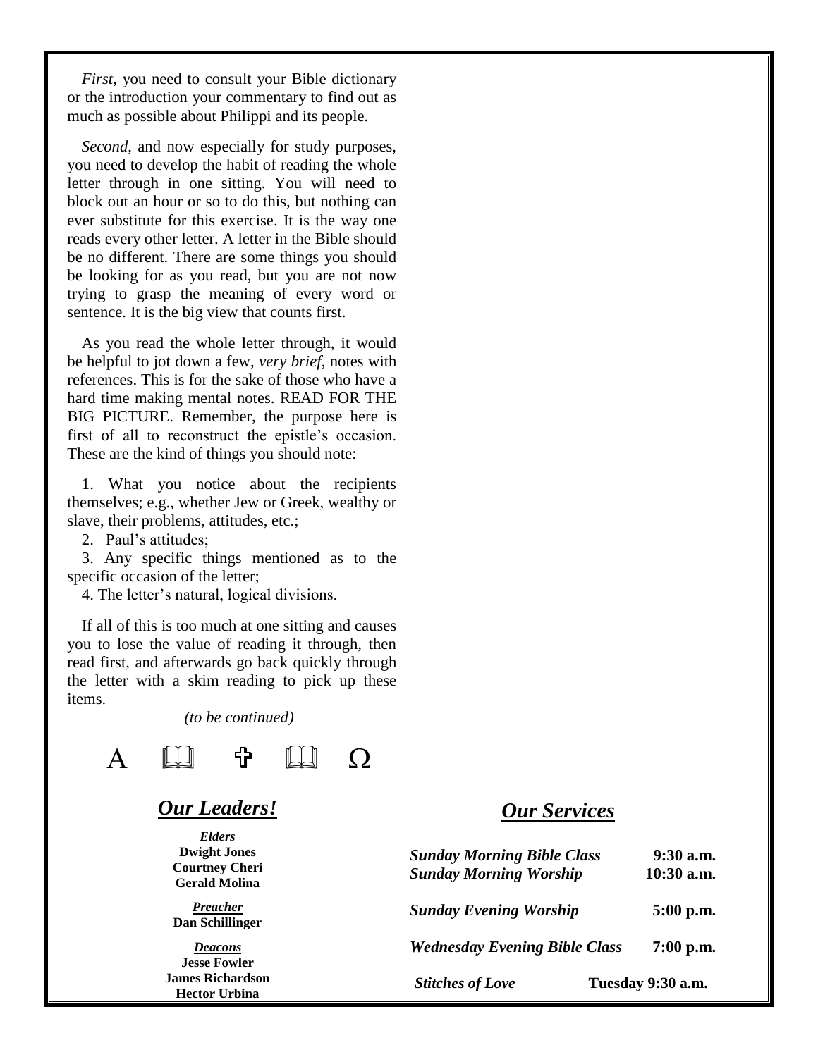*First*, you need to consult your Bible dictionary or the introduction your commentary to find out as much as possible about Philippi and its people.

*Second*, and now especially for study purposes, you need to develop the habit of reading the whole letter through in one sitting. You will need to block out an hour or so to do this, but nothing can ever substitute for this exercise. It is the way one reads every other letter. A letter in the Bible should be no different. There are some things you should be looking for as you read, but you are not now trying to grasp the meaning of every word or sentence. It is the big view that counts first.

As you read the whole letter through, it would be helpful to jot down a few, *very brief*, notes with references. This is for the sake of those who have a hard time making mental notes. READ FOR THE BIG PICTURE. Remember, the purpose here is first of all to reconstruct the epistle's occasion. These are the kind of things you should note:

1. What you notice about the recipients themselves; e.g., whether Jew or Greek, wealthy or slave, their problems, attitudes, etc.;
2. Paul's attitudes;
3. Any specific things mentioned as to the specific occasion of the letter;
4. The letter's natural, logical divisions.

If all of this is too much at one sitting and causes you to lose the value of reading it through, then read first, and afterwards go back quickly through the letter with a skim reading to pick up these items.

*(to be continued)*

A 🕮 ✞ 🕮 Ω

## ***Our Leaders!***

***Elders***
**Dwight Jones**
**Courtney Cheri**
**Gerald Molina**

***Preacher***
**Dan Schillinger**

***Deacons***
**Jesse Fowler**
**James Richardson**
**Hector Urbina**

## ***Our Services***

| | |
|---|---|
| ***Sunday Morning Bible Class*** | **9:30 a.m.** |
| ***Sunday Morning Worship*** | **10:30 a.m.** |
| ***Sunday Evening Worship*** | **5:00 p.m.** |
| ***Wednesday Evening Bible Class*** | **7:00 p.m.** |
| ***Stitches of Love*** | **Tuesday 9:30 a.m.** |